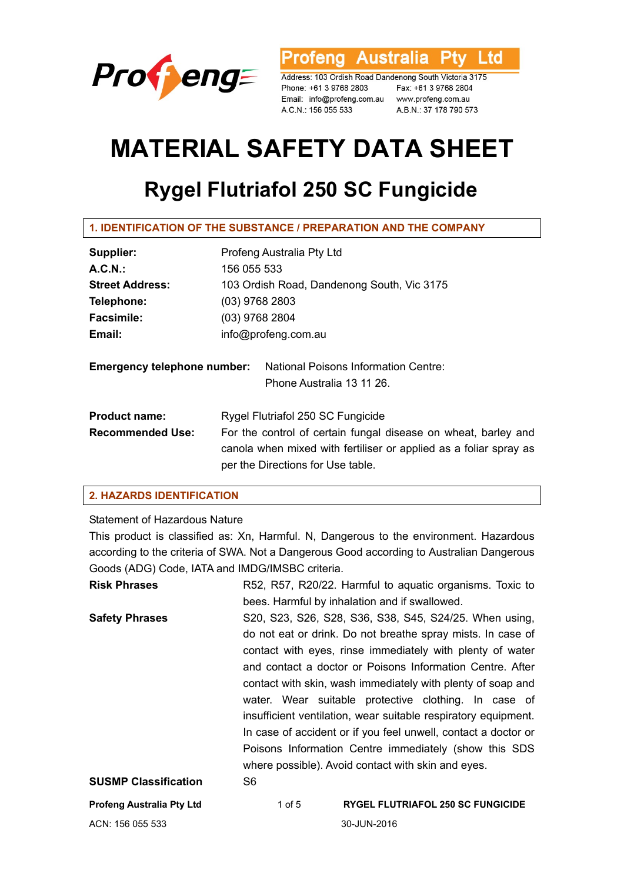Profeng Australia Pty Ltd

Address: 103 Ordish Road Dandenong South Victoria 3175
Phone: +61 3 9768 2803 Fax: +61 3 9768 2804
Email: info@profeng.com.au www.profeng.com.au
A.C.N.: 156 055 533 A.B.N.: 37 178 790 573

# MATERIAL SAFETY DATA SHEET

## Rygel Flutriafol 250 SC Fungicide

### 1. IDENTIFICATION OF THE SUBSTANCE / PREPARATION AND THE COMPANY

| | |
|---|---|
| **Supplier:** | Profeng Australia Pty Ltd |
| **A.C.N.:** | 156 055 533 |
| **Street Address:** | 103 Ordish Road, Dandenong South, Vic 3175 |
| **Telephone:** | (03) 9768 2803 |
| **Facsimile:** | (03) 9768 2804 |
| **Email:** | info@profeng.com.au |

**Emergency telephone number:** National Poisons Information Centre: Phone Australia 13 11 26.

| | |
|---|---|
| **Product name:** | Rygel Flutriafol 250 SC Fungicide |
| **Recommended Use:** | For the control of certain fungal disease on wheat, barley and canola when mixed with fertiliser or applied as a foliar spray as per the Directions for Use table. |

### 2. HAZARDS IDENTIFICATION

Statement of Hazardous Nature

This product is classified as: Xn, Harmful. N, Dangerous to the environment. Hazardous according to the criteria of SWA. Not a Dangerous Good according to Australian Dangerous Goods (ADG) Code, IATA and IMDG/IMSBC criteria.

| | |
|---|---|
| **Risk Phrases** | R52, R57, R20/22. Harmful to aquatic organisms. Toxic to bees. Harmful by inhalation and if swallowed. |
| **Safety Phrases** | S20, S23, S26, S28, S36, S38, S45, S24/25. When using, do not eat or drink. Do not breathe spray mists. In case of contact with eyes, rinse immediately with plenty of water and contact a doctor or Poisons Information Centre. After contact with skin, wash immediately with plenty of soap and water. Wear suitable protective clothing. In case of insufficient ventilation, wear suitable respiratory equipment. In case of accident or if you feel unwell, contact a doctor or Poisons Information Centre immediately (show this SDS where possible). Avoid contact with skin and eyes. |
| **SUSMP Classification** | S6 |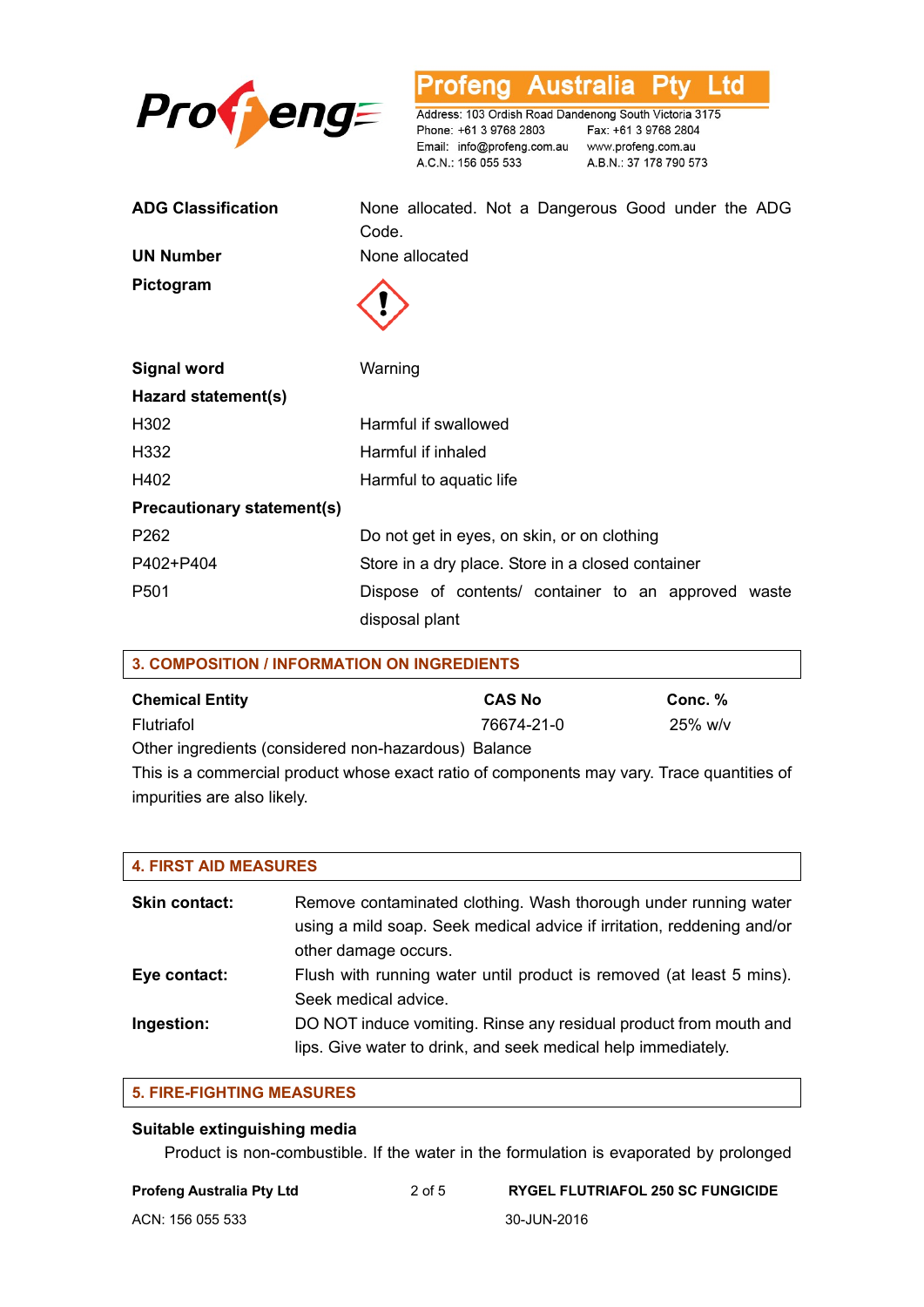| | |
|---|---|
| **ADG Classification** | None allocated. Not a Dangerous Good under the ADG Code. |
| **UN Number** | None allocated |
| **Pictogram** | |
| **Signal word** | Warning |

**Hazard statement(s)**

| | |
|---|---|
| H302 | Harmful if swallowed |
| H332 | Harmful if inhaled |
| H402 | Harmful to aquatic life |

**Precautionary statement(s)**

| | |
|---|---|
| P262 | Do not get in eyes, on skin, or on clothing |
| P402+P404 | Store in a dry place. Store in a closed container |
| P501 | Dispose of contents/ container to an approved waste disposal plant |

## 3. COMPOSITION / INFORMATION ON INGREDIENTS

| Chemical Entity | CAS No | Conc. % |
|---|---|---|
| Flutriafol | 76674-21-0 | 25% w/v |
| Other ingredients (considered non-hazardous) | | Balance |

This is a commercial product whose exact ratio of components may vary. Trace quantities of impurities are also likely.

## 4. FIRST AID MEASURES

**Skin contact:** Remove contaminated clothing. Wash thorough under running water using a mild soap. Seek medical advice if irritation, reddening and/or other damage occurs.

**Eye contact:** Flush with running water until product is removed (at least 5 mins). Seek medical advice.

**Ingestion:** DO NOT induce vomiting. Rinse any residual product from mouth and lips. Give water to drink, and seek medical help immediately.

## 5. FIRE-FIGHTING MEASURES

### Suitable extinguishing media

Product is non-combustible. If the water in the formulation is evaporated by prolonged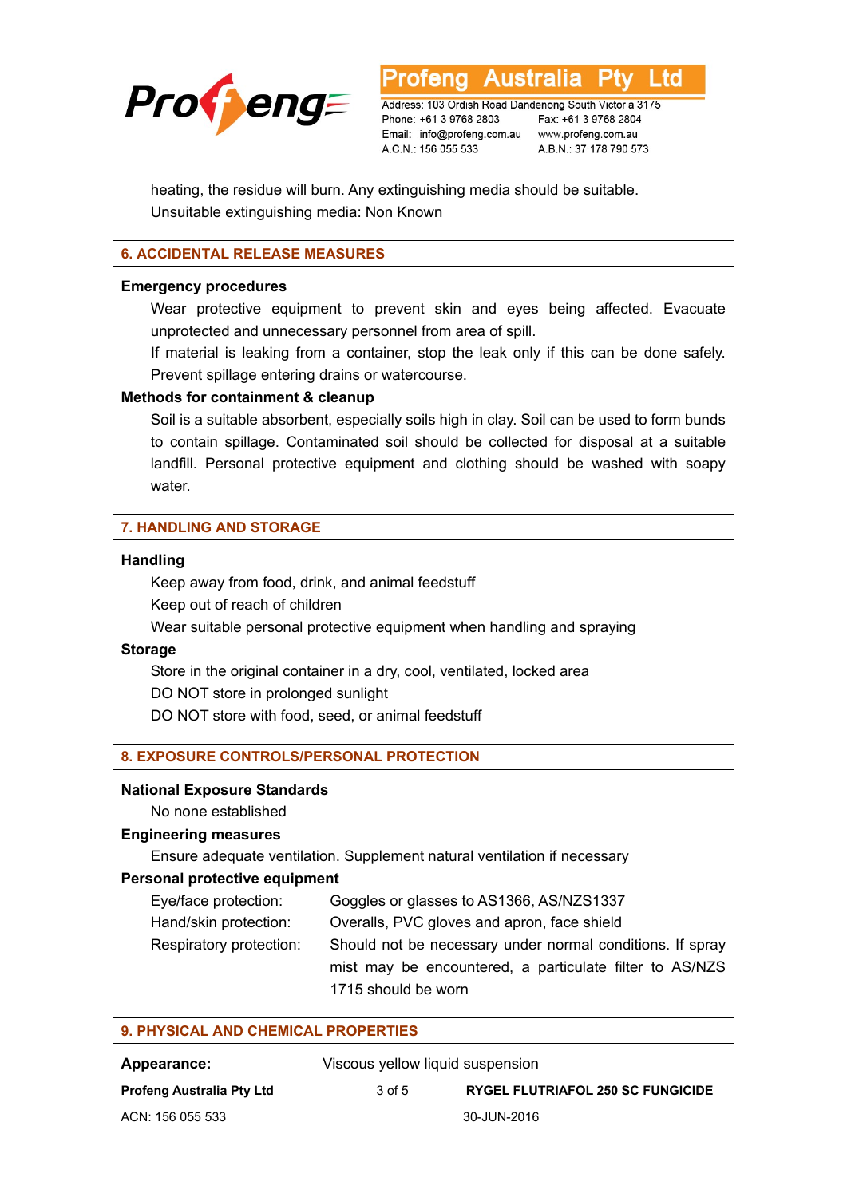heating, the residue will burn. Any extinguishing media should be suitable.
Unsuitable extinguishing media: Non Known

## 6. ACCIDENTAL RELEASE MEASURES

**Emergency procedures**

Wear protective equipment to prevent skin and eyes being affected. Evacuate unprotected and unnecessary personnel from area of spill.

If material is leaking from a container, stop the leak only if this can be done safely. Prevent spillage entering drains or watercourse.

**Methods for containment & cleanup**

Soil is a suitable absorbent, especially soils high in clay. Soil can be used to form bunds to contain spillage. Contaminated soil should be collected for disposal at a suitable landfill. Personal protective equipment and clothing should be washed with soapy water.

## 7. HANDLING AND STORAGE

**Handling**

Keep away from food, drink, and animal feedstuff
Keep out of reach of children
Wear suitable personal protective equipment when handling and spraying

**Storage**

Store in the original container in a dry, cool, ventilated, locked area
DO NOT store in prolonged sunlight
DO NOT store with food, seed, or animal feedstuff

## 8. EXPOSURE CONTROLS/PERSONAL PROTECTION

**National Exposure Standards**

No none established

**Engineering measures**

Ensure adequate ventilation. Supplement natural ventilation if necessary

**Personal protective equipment**

| | |
|---|---|
| Eye/face protection: | Goggles or glasses to AS1366, AS/NZS1337 |
| Hand/skin protection: | Overalls, PVC gloves and apron, face shield |
| Respiratory protection: | Should not be necessary under normal conditions. If spray mist may be encountered, a particulate filter to AS/NZS 1715 should be worn |

## 9. PHYSICAL AND CHEMICAL PROPERTIES

**Appearance:** Viscous yellow liquid suspension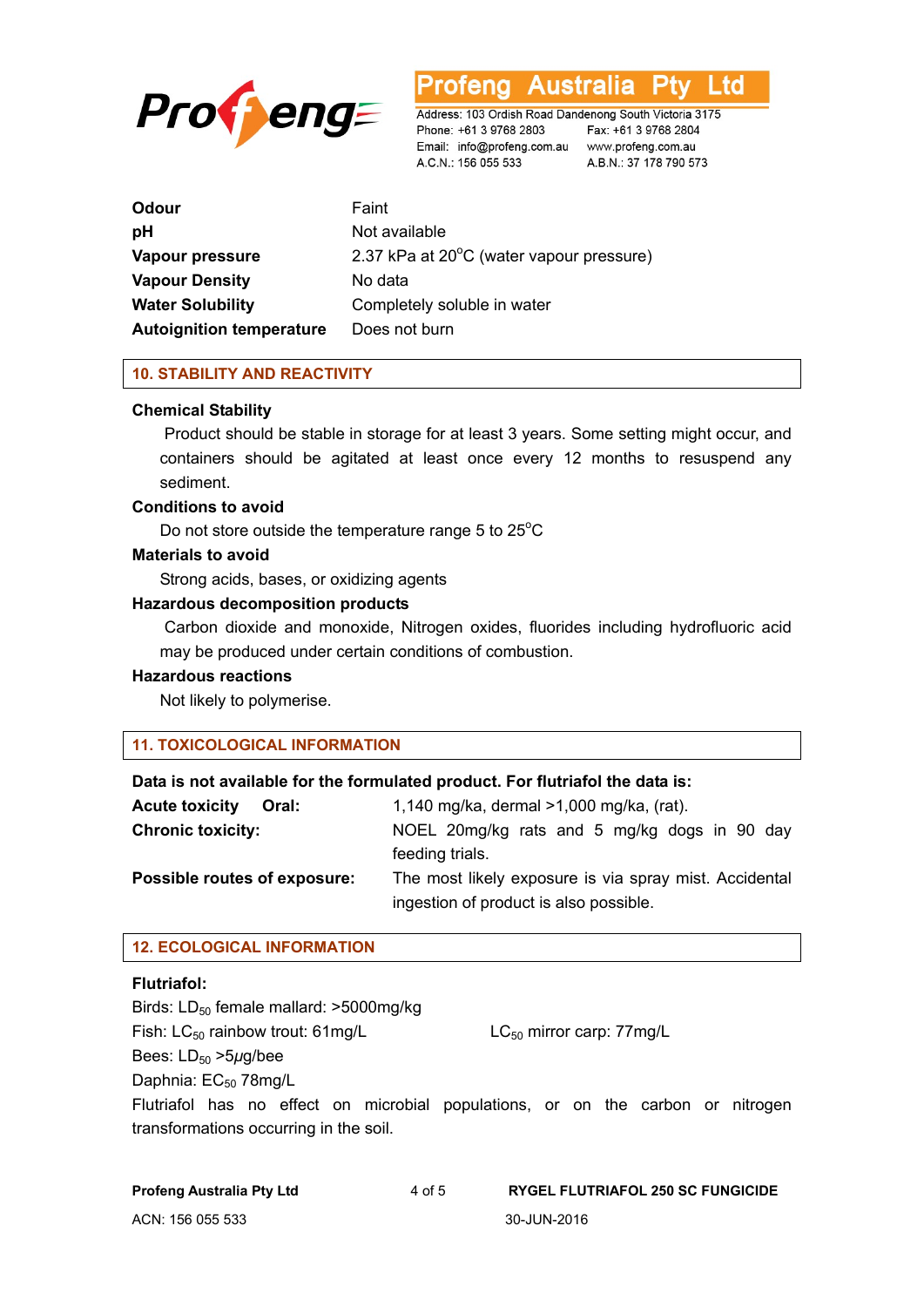| | |
|---|---|
| **Odour** | Faint |
| **pH** | Not available |
| **Vapour pressure** | 2.37 kPa at 20°C (water vapour pressure) |
| **Vapour Density** | No data |
| **Water Solubility** | Completely soluble in water |
| **Autoignition temperature** | Does not burn |

## 10. STABILITY AND REACTIVITY

**Chemical Stability**

Product should be stable in storage for at least 3 years. Some setting might occur, and containers should be agitated at least once every 12 months to resuspend any sediment.

**Conditions to avoid**

Do not store outside the temperature range 5 to 25°C

**Materials to avoid**

Strong acids, bases, or oxidizing agents

**Hazardous decomposition products**

Carbon dioxide and monoxide, Nitrogen oxides, fluorides including hydrofluoric acid may be produced under certain conditions of combustion.

**Hazardous reactions**

Not likely to polymerise.

## 11. TOXICOLOGICAL INFORMATION

**Data is not available for the formulated product. For flutriafol the data is:**

| | |
|---|---|
| **Acute toxicity Oral:** | 1,140 mg/ka, dermal >1,000 mg/ka, (rat). |
| **Chronic toxicity:** | NOEL 20mg/kg rats and 5 mg/kg dogs in 90 day feeding trials. |
| **Possible routes of exposure:** | The most likely exposure is via spray mist. Accidental ingestion of product is also possible. |

## 12. ECOLOGICAL INFORMATION

**Flutriafol:**

Birds: $LD_{50}$ female mallard: >5000mg/kg

Fish: $LC_{50}$ rainbow trout: 61mg/L    $LC_{50}$ mirror carp: 77mg/L

Bees: $LD_{50}$ >5μg/bee

Daphnia: $EC_{50}$ 78mg/L

Flutriafol has no effect on microbial populations, or on the carbon or nitrogen transformations occurring in the soil.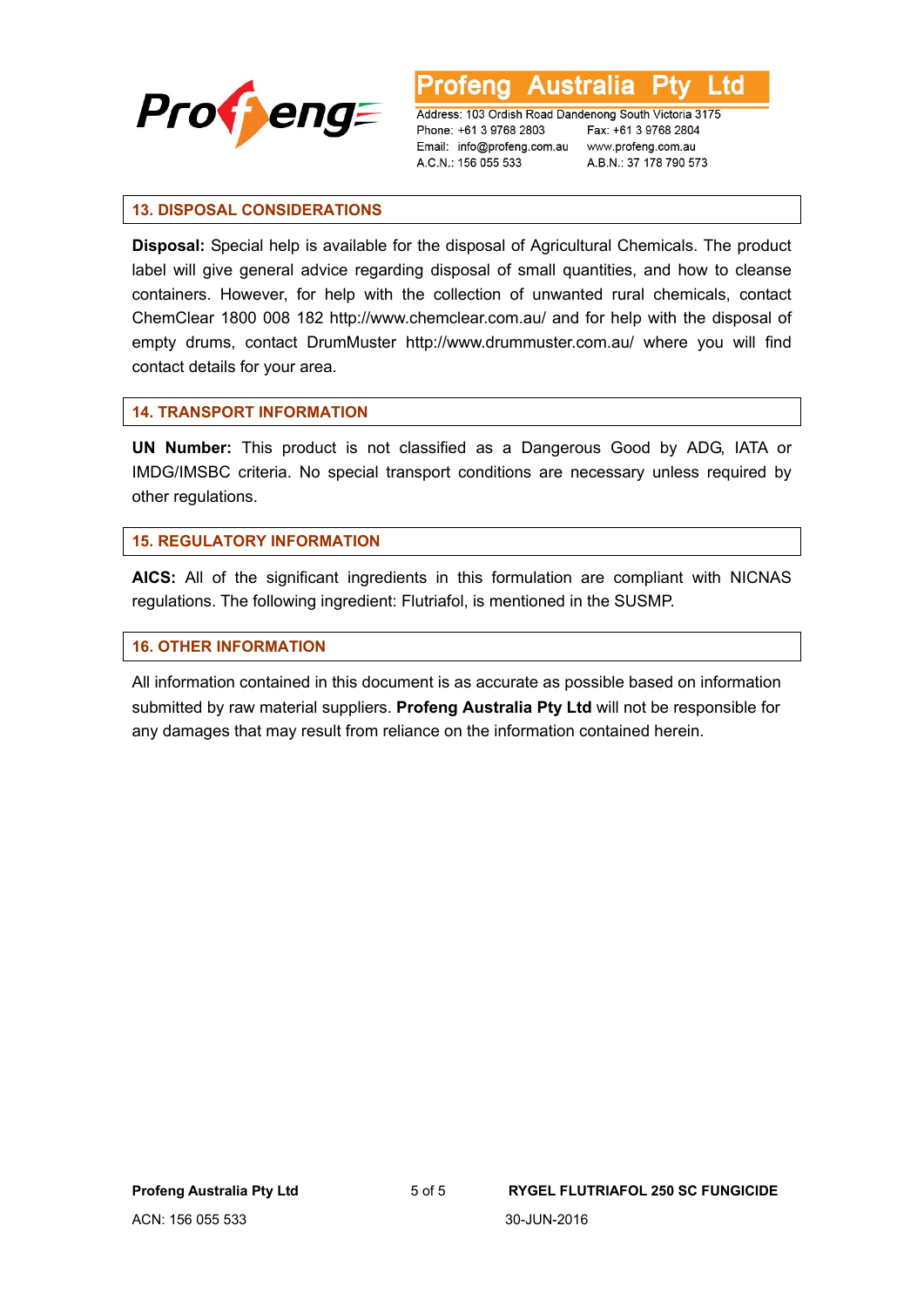## 13. DISPOSAL CONSIDERATIONS

**Disposal:** Special help is available for the disposal of Agricultural Chemicals. The product label will give general advice regarding disposal of small quantities, and how to cleanse containers. However, for help with the collection of unwanted rural chemicals, contact ChemClear 1800 008 182 http://www.chemclear.com.au/ and for help with the disposal of empty drums, contact DrumMuster http://www.drummuster.com.au/ where you will find contact details for your area.

## 14. TRANSPORT INFORMATION

**UN Number:** This product is not classified as a Dangerous Good by ADG, IATA or IMDG/IMSBC criteria. No special transport conditions are necessary unless required by other regulations.

## 15. REGULATORY INFORMATION

**AICS:** All of the significant ingredients in this formulation are compliant with NICNAS regulations. The following ingredient: Flutriafol, is mentioned in the SUSMP.

## 16. OTHER INFORMATION

All information contained in this document is as accurate as possible based on information submitted by raw material suppliers. **Profeng Australia Pty Ltd** will not be responsible for any damages that may result from reliance on the information contained herein.